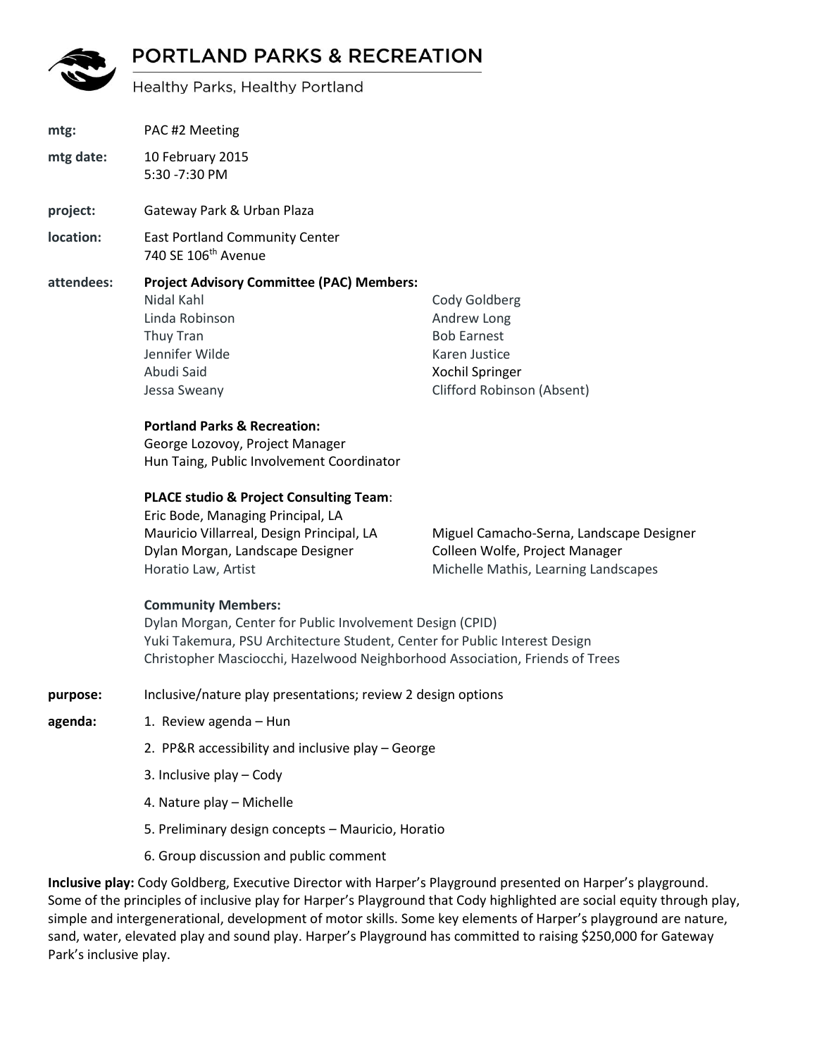# PORTLAND PARKS & RECREATION

Healthy Parks, Healthy Portland

**mtg:** PAC #2 Meeting

**mtg date:** 10 February 2015
5:30 -7:30 PM

**project:** Gateway Park & Urban Plaza

**location:** East Portland Community Center
740 SE 106th Avenue

**attendees:**

**Project Advisory Committee (PAC) Members:**

Nidal Kahl
Linda Robinson
Thuy Tran
Jennifer Wilde
Abudi Said
Jessa Sweany
Cody Goldberg
Andrew Long
Bob Earnest
Karen Justice
Xochil Springer
Clifford Robinson (Absent)

**Portland Parks & Recreation:**

George Lozovoy, Project Manager
Hun Taing, Public Involvement Coordinator

**PLACE studio & Project Consulting Team**:

Eric Bode, Managing Principal, LA
Mauricio Villarreal, Design Principal, LA
Dylan Morgan, Landscape Designer
Horatio Law, Artist
Miguel Camacho-Serna, Landscape Designer
Colleen Wolfe, Project Manager
Michelle Mathis, Learning Landscapes

**Community Members:**

Dylan Morgan, Center for Public Involvement Design (CPID)
Yuki Takemura, PSU Architecture Student, Center for Public Interest Design
Christopher Masciocchi, Hazelwood Neighborhood Association, Friends of Trees

**purpose:** Inclusive/nature play presentations; review 2 design options

**agenda:**

1. Review agenda – Hun
2. PP&R accessibility and inclusive play – George
3. Inclusive play – Cody
4. Nature play – Michelle
5. Preliminary design concepts – Mauricio, Horatio
6. Group discussion and public comment

**Inclusive play:** Cody Goldberg, Executive Director with Harper's Playground presented on Harper's playground. Some of the principles of inclusive play for Harper's Playground that Cody highlighted are social equity through play, simple and intergenerational, development of motor skills. Some key elements of Harper's playground are nature, sand, water, elevated play and sound play. Harper's Playground has committed to raising $250,000 for Gateway Park's inclusive play.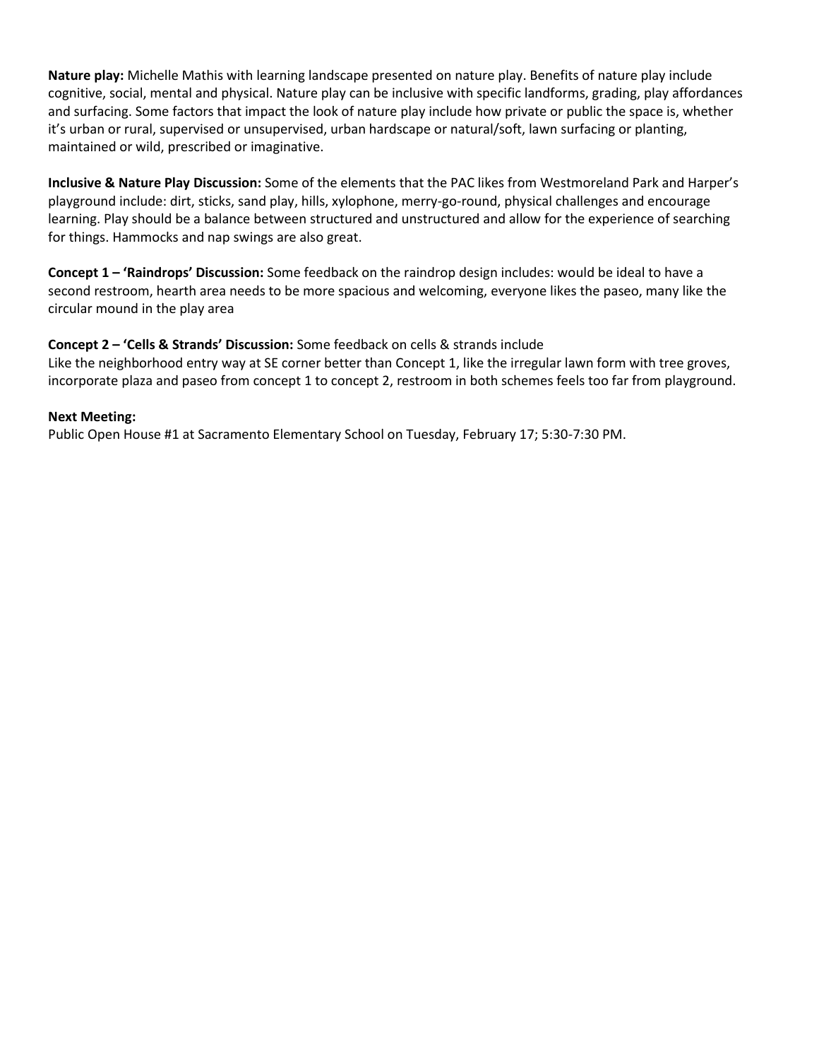**Nature play:** Michelle Mathis with learning landscape presented on nature play. Benefits of nature play include cognitive, social, mental and physical. Nature play can be inclusive with specific landforms, grading, play affordances and surfacing. Some factors that impact the look of nature play include how private or public the space is, whether it's urban or rural, supervised or unsupervised, urban hardscape or natural/soft, lawn surfacing or planting, maintained or wild, prescribed or imaginative.

**Inclusive & Nature Play Discussion:** Some of the elements that the PAC likes from Westmoreland Park and Harper's playground include: dirt, sticks, sand play, hills, xylophone, merry-go-round, physical challenges and encourage learning. Play should be a balance between structured and unstructured and allow for the experience of searching for things. Hammocks and nap swings are also great.

**Concept 1 – 'Raindrops' Discussion:** Some feedback on the raindrop design includes: would be ideal to have a second restroom, hearth area needs to be more spacious and welcoming, everyone likes the paseo, many like the circular mound in the play area

**Concept 2 – 'Cells & Strands' Discussion:** Some feedback on cells & strands include
Like the neighborhood entry way at SE corner better than Concept 1, like the irregular lawn form with tree groves, incorporate plaza and paseo from concept 1 to concept 2, restroom in both schemes feels too far from playground.

**Next Meeting:**
Public Open House #1 at Sacramento Elementary School on Tuesday, February 17; 5:30-7:30 PM.